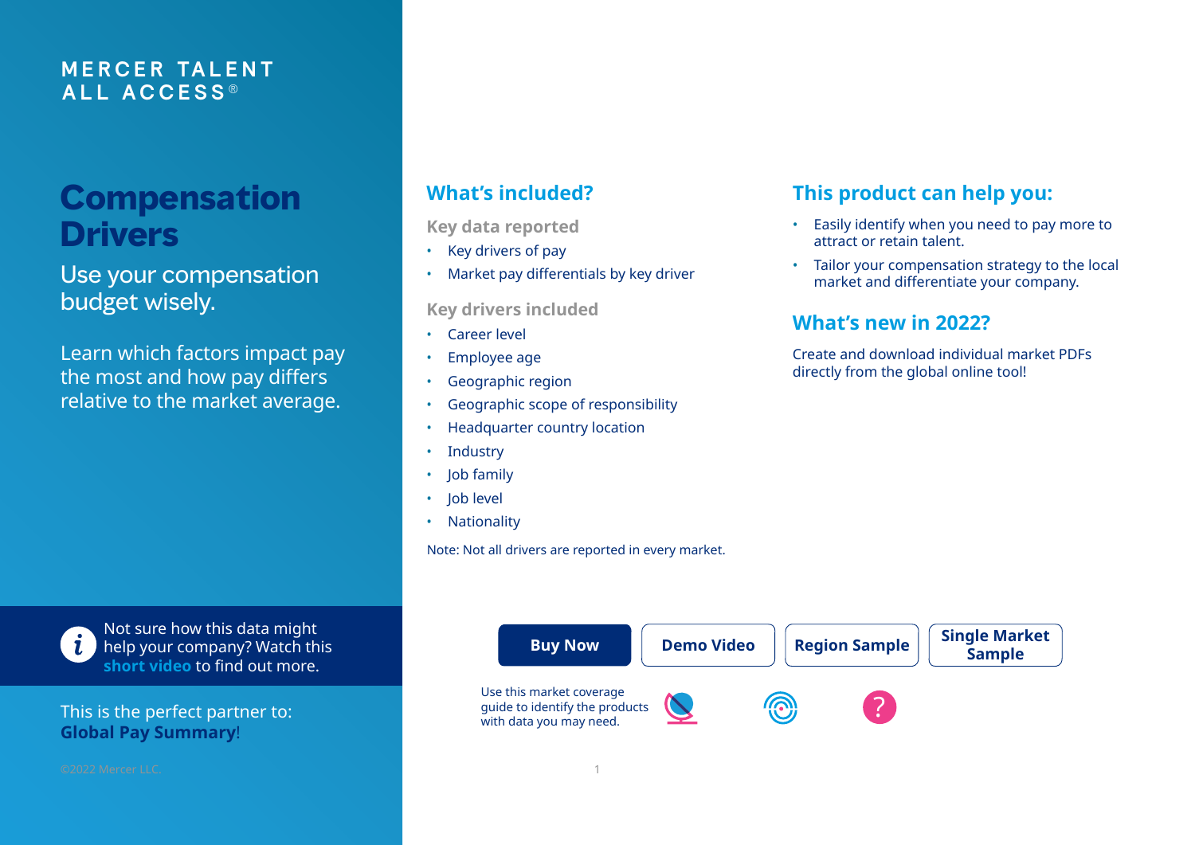MERCER TALENT ALL ACCESS®

# Compensation Drivers

Use your compensation budget wisely.

Learn which factors impact pay the most and how pay differs relative to the market average.

Not sure how this data might help your company? Watch this **short video** to find out more.

This is the perfect partner to: **Global Pay Summary**!

©2022 Mercer LLC.

## What's included?

### Key data reported

- Key drivers of pay
- Market pay differentials by key driver

### Key drivers included

- Career level
- Employee age
- Geographic region
- Geographic scope of responsibility
- Headquarter country location
- Industry
- Job family
- Job level
- Nationality

Note: Not all drivers are reported in every market.

## This product can help you:

- Easily identify when you need to pay more to attract or retain talent.
- Tailor your compensation strategy to the local market and differentiate your company.

## What's new in 2022?

Create and download individual market PDFs directly from the global online tool!

**Buy Now** | **Demo Video** | **Region Sample** | **Single Market Sample**

Use this market coverage guide to identify the products with data you may need.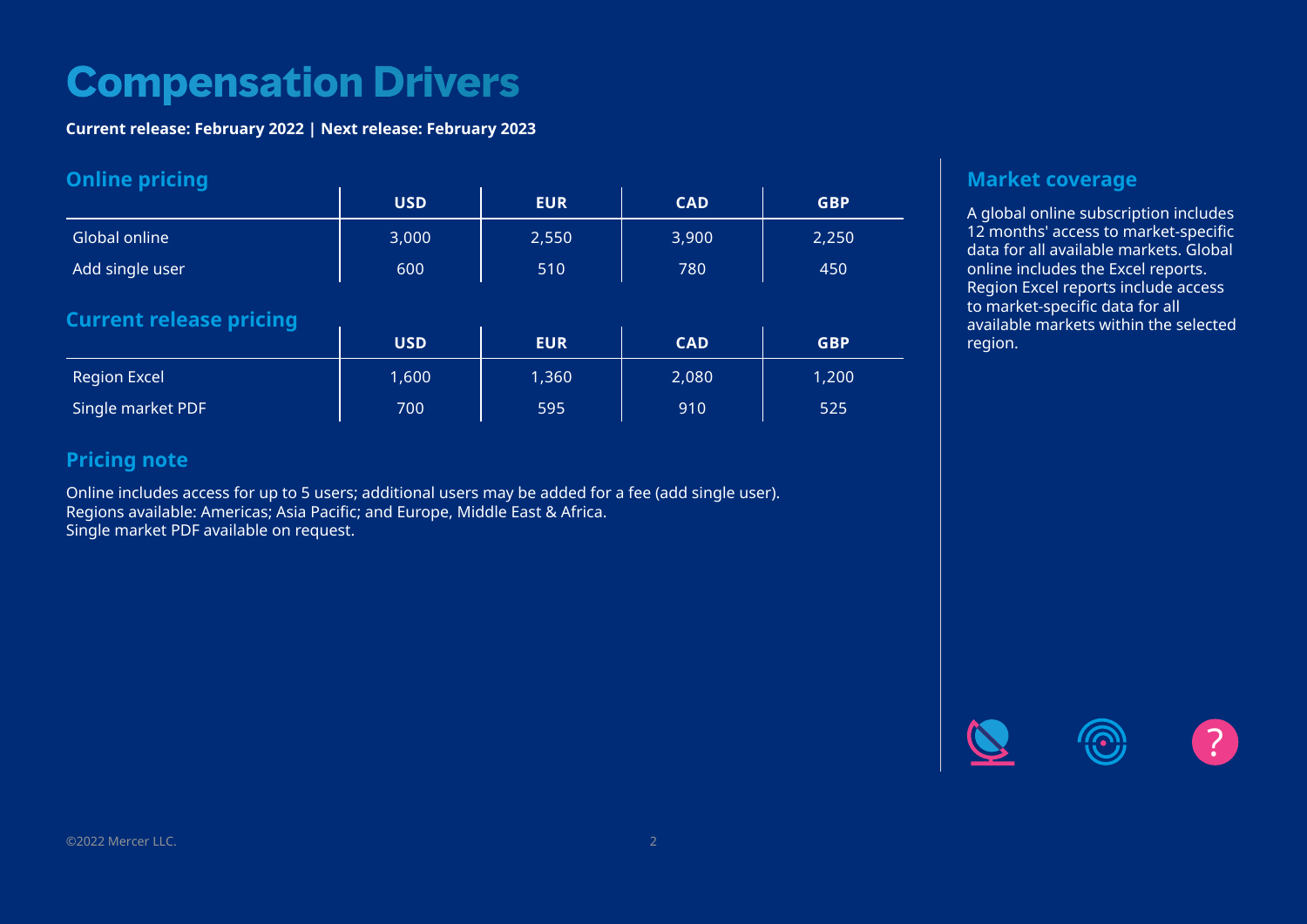# Compensation Drivers

**Current release: February 2022 | Next release: February 2023**

## Online pricing

| | USD | EUR | CAD | GBP |
|---|---|---|---|---|
| Global online | 3,000 | 2,550 | 3,900 | 2,250 |
| Add single user | 600 | 510 | 780 | 450 |

## Current release pricing

| | USD | EUR | CAD | GBP |
|---|---|---|---|---|
| Region Excel | 1,600 | 1,360 | 2,080 | 1,200 |
| Single market PDF | 700 | 595 | 910 | 525 |

## Pricing note

Online includes access for up to 5 users; additional users may be added for a fee (add single user).
Regions available: Americas; Asia Pacific; and Europe, Middle East & Africa.
Single market PDF available on request.

## Market coverage

A global online subscription includes 12 months' access to market-specific data for all available markets. Global online includes the Excel reports. Region Excel reports include access to market-specific data for all available markets within the selected region.

©2022 Mercer LLC.